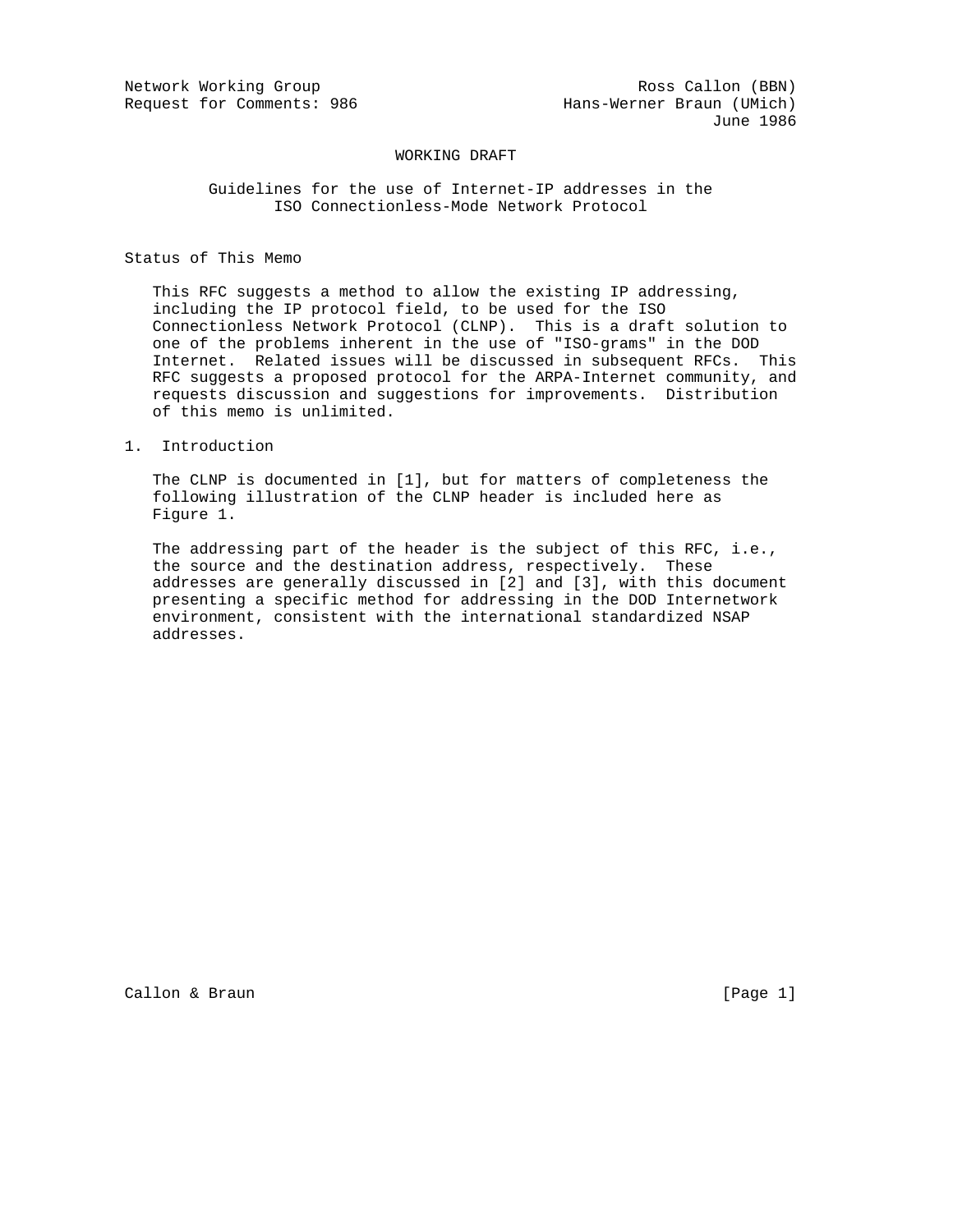Network Working Group Ross Callon (BBN)
Request for Comments: 986 Hans-Werner Braun (UMich)
June 1986

WORKING DRAFT

# Guidelines for the use of Internet-IP addresses in the ISO Connectionless-Mode Network Protocol

## Status of This Memo

This RFC suggests a method to allow the existing IP addressing, including the IP protocol field, to be used for the ISO Connectionless Network Protocol (CLNP). This is a draft solution to one of the problems inherent in the use of "ISO-grams" in the DOD Internet. Related issues will be discussed in subsequent RFCs. This RFC suggests a proposed protocol for the ARPA-Internet community, and requests discussion and suggestions for improvements. Distribution of this memo is unlimited.

## 1. Introduction

The CLNP is documented in [1], but for matters of completeness the following illustration of the CLNP header is included here as Figure 1.

The addressing part of the header is the subject of this RFC, i.e., the source and the destination address, respectively. These addresses are generally discussed in [2] and [3], with this document presenting a specific method for addressing in the DOD Internetwork environment, consistent with the international standardized NSAP addresses.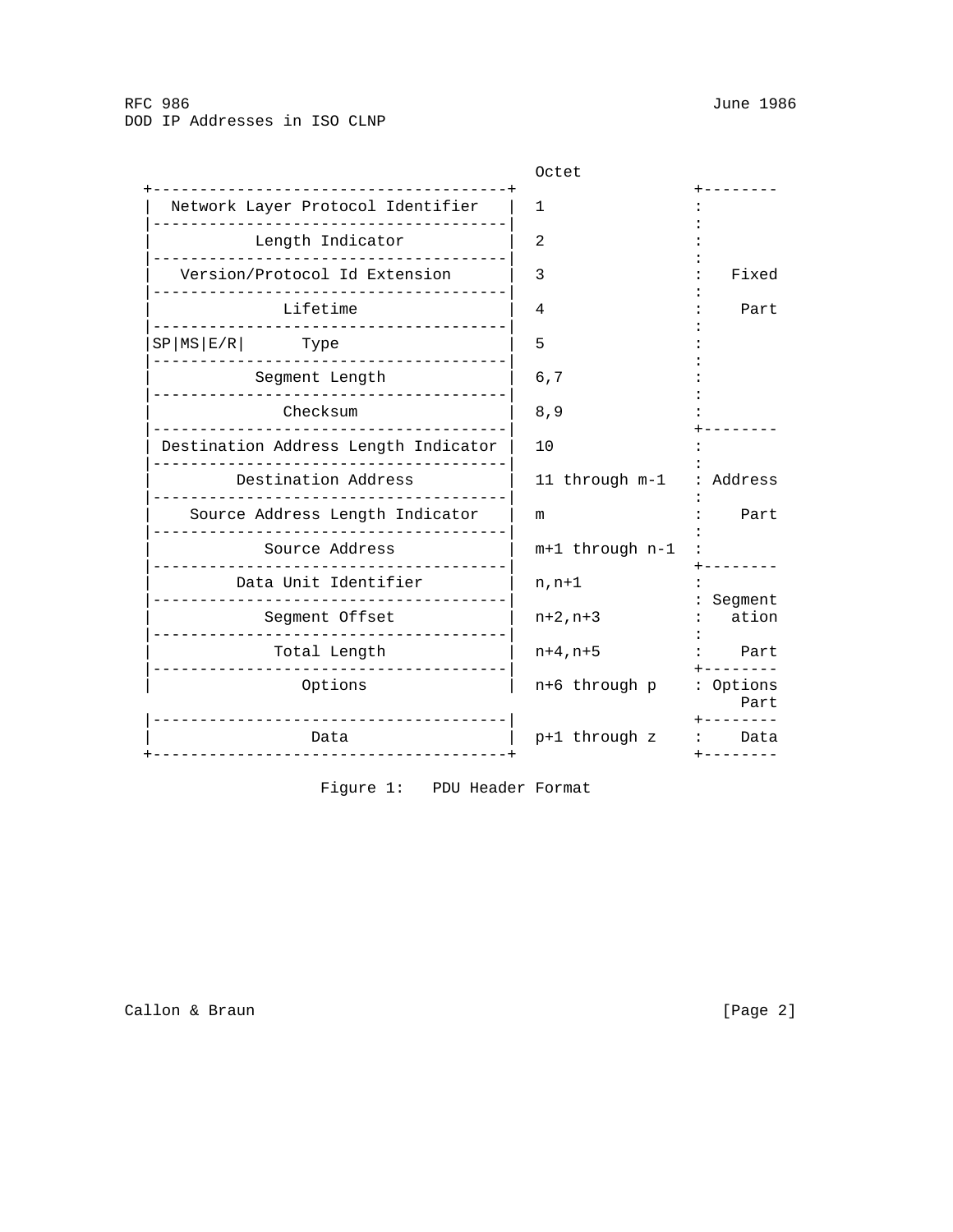```
                                          Octet
  +--------------------------------------+                  +--------
  |  Network Layer Protocol Identifier   |  1               :
  |--------------------------------------|                  :
  |           Length Indicator           |  2               :
  |--------------------------------------|                  :
  |   Version/Protocol Id Extension      |  3               :   Fixed
  |--------------------------------------|                  :
  |              Lifetime                |  4               :    Part
  |--------------------------------------|                  :
  |SP|MS|E/R|      Type                  |  5               :
  |--------------------------------------|                  :
  |           Segment Length             |  6,7             :
  |--------------------------------------|                  :
  |              Checksum                |  8,9             :
  |--------------------------------------|                  +--------
  | Destination Address Length Indicator |  10              :
  |--------------------------------------|                  :
  |         Destination Address          |  11 through m-1  : Address
  |--------------------------------------|                  :
  |    Source Address Length Indicator   |  m               :    Part
  |--------------------------------------|                  :
  |            Source Address            |  m+1 through n-1 :
  |--------------------------------------|                  +--------
  |         Data Unit Identifier         |  n,n+1           :
  |--------------------------------------|                  : Segment
  |            Segment Offset            |  n+2,n+3         :   ation
  |--------------------------------------|                  :
  |             Total Length             |  n+4,n+5         :    Part
  |--------------------------------------|                  +--------
  |               Options                |  n+6 through p   : Options
                                                                 Part
  |--------------------------------------|                  +--------
  |                Data                  |  p+1 through z   :    Data
  +--------------------------------------+                  +--------

                    Figure 1:   PDU Header Format
```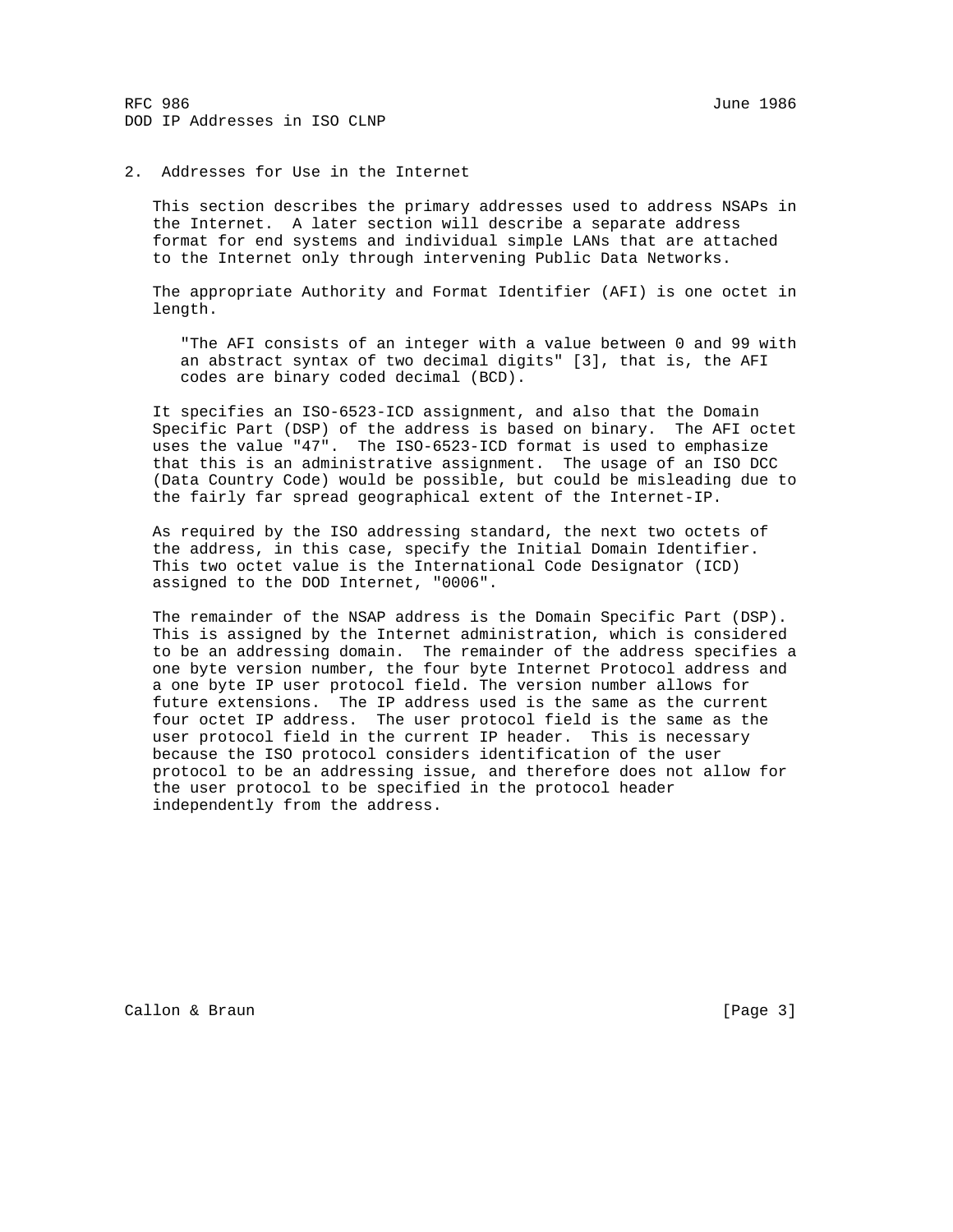## 2. Addresses for Use in the Internet

This section describes the primary addresses used to address NSAPs in the Internet. A later section will describe a separate address format for end systems and individual simple LANs that are attached to the Internet only through intervening Public Data Networks.

The appropriate Authority and Format Identifier (AFI) is one octet in length.

> "The AFI consists of an integer with a value between 0 and 99 with an abstract syntax of two decimal digits" [3], that is, the AFI codes are binary coded decimal (BCD).

It specifies an ISO-6523-ICD assignment, and also that the Domain Specific Part (DSP) of the address is based on binary. The AFI octet uses the value "47". The ISO-6523-ICD format is used to emphasize that this is an administrative assignment. The usage of an ISO DCC (Data Country Code) would be possible, but could be misleading due to the fairly far spread geographical extent of the Internet-IP.

As required by the ISO addressing standard, the next two octets of the address, in this case, specify the Initial Domain Identifier. This two octet value is the International Code Designator (ICD) assigned to the DOD Internet, "0006".

The remainder of the NSAP address is the Domain Specific Part (DSP). This is assigned by the Internet administration, which is considered to be an addressing domain. The remainder of the address specifies a one byte version number, the four byte Internet Protocol address and a one byte IP user protocol field. The version number allows for future extensions. The IP address used is the same as the current four octet IP address. The user protocol field is the same as the user protocol field in the current IP header. This is necessary because the ISO protocol considers identification of the user protocol to be an addressing issue, and therefore does not allow for the user protocol to be specified in the protocol header independently from the address.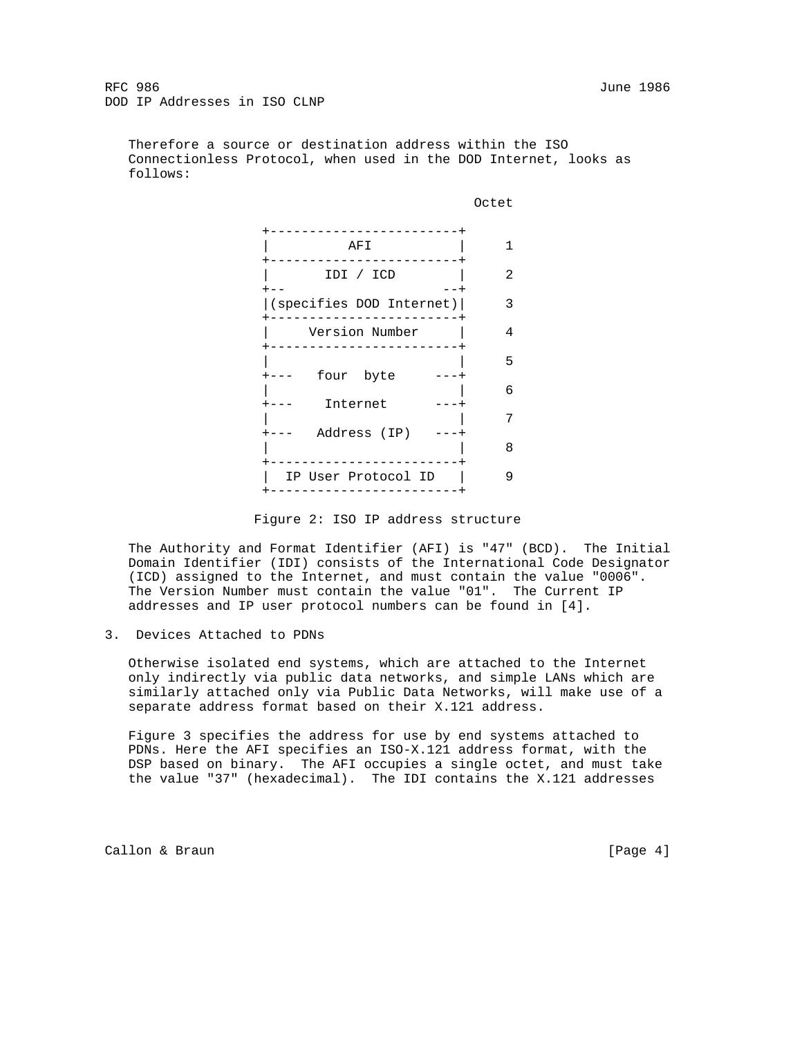Therefore a source or destination address within the ISO Connectionless Protocol, when used in the DOD Internet, looks as follows:

```
                                              Octet

                +------------------------+
                |          AFI           |     1
                +------------------------+
                |       IDI / ICD        |     2
                +--                    --+
                |(specifies DOD Internet)|     3
                +------------------------+
                |     Version Number     |     4
                +------------------------+
                |                        |     5
                +---   four  byte     ---+
                |                        |     6
                +---    Internet      ---+
                |                        |     7
                +---   Address (IP)   ---+
                |                        |     8
                +------------------------+
                |  IP User Protocol ID   |     9
                +------------------------+
```

Figure 2: ISO IP address structure

The Authority and Format Identifier (AFI) is "47" (BCD). The Initial Domain Identifier (IDI) consists of the International Code Designator (ICD) assigned to the Internet, and must contain the value "0006". The Version Number must contain the value "01". The Current IP addresses and IP user protocol numbers can be found in [4].

## 3. Devices Attached to PDNs

Otherwise isolated end systems, which are attached to the Internet only indirectly via public data networks, and simple LANs which are similarly attached only via Public Data Networks, will make use of a separate address format based on their X.121 address.

Figure 3 specifies the address for use by end systems attached to PDNs. Here the AFI specifies an ISO-X.121 address format, with the DSP based on binary. The AFI occupies a single octet, and must take the value "37" (hexadecimal). The IDI contains the X.121 addresses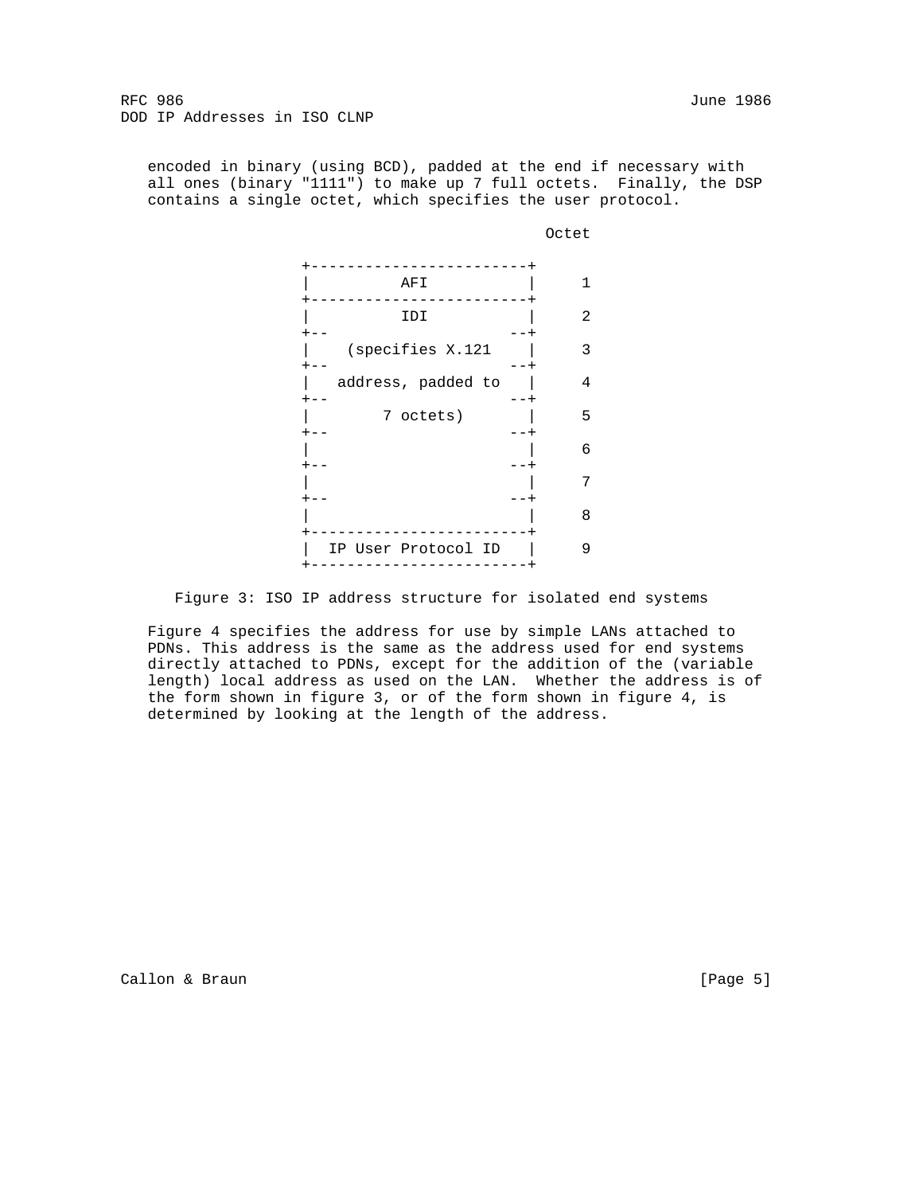encoded in binary (using BCD), padded at the end if necessary with all ones (binary "1111") to make up 7 full octets. Finally, the DSP contains a single octet, which specifies the user protocol.

```
                                        Octet

             +------------------------+
             |          AFI           |     1
             +------------------------+
             |          IDI           |     2
             +--                    --+
             |    (specifies X.121    |     3
             +--                    --+
             |   address, padded to   |     4
             +--                    --+
             |       7 octets)        |     5
             +--                    --+
             |                        |     6
             +--                    --+
             |                        |     7
             +--                    --+
             |                        |     8
             +------------------------+
             |  IP User Protocol ID   |     9
             +------------------------+
```

Figure 3: ISO IP address structure for isolated end systems

Figure 4 specifies the address for use by simple LANs attached to PDNs. This address is the same as the address used for end systems directly attached to PDNs, except for the addition of the (variable length) local address as used on the LAN. Whether the address is of the form shown in figure 3, or of the form shown in figure 4, is determined by looking at the length of the address.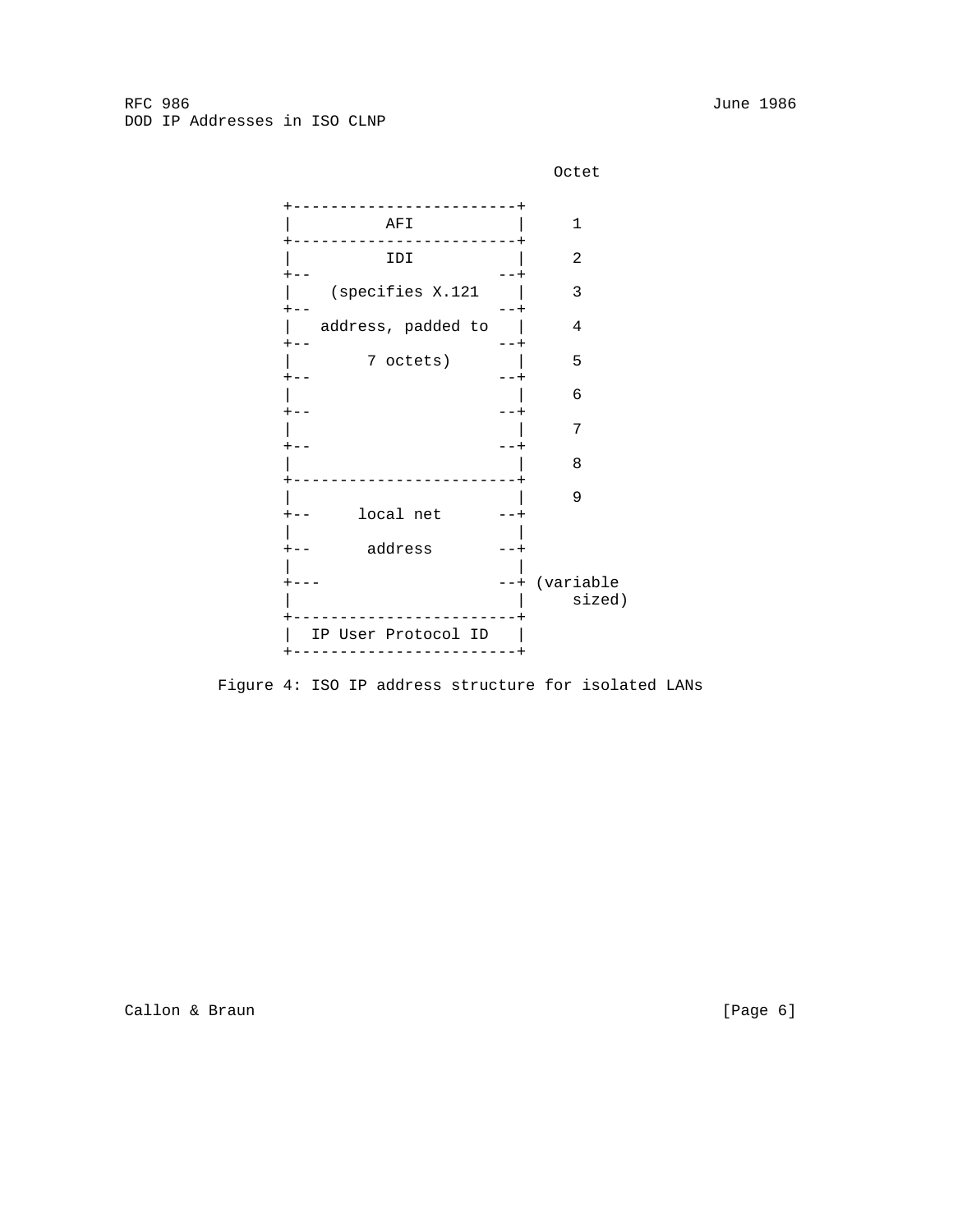```
                                               Octet

           +------------------------+
           |          AFI           |      1
           +------------------------+
           |          IDI           |      2
           +--                    --+
           |    (specifies X.121    |      3
           +--                    --+
           |   address, padded to   |      4
           +--                    --+
           |       7 octets)        |      5
           +--                    --+
           |                        |      6
           +--                    --+
           |                        |      7
           +--                    --+
           |                        |      8
           +------------------------+
           |                        |      9
           +--     local net      --+
           |                        |
           +--      address       --+
           |                        |
           +---                   --+ (variable
           |                        |     sized)
           +------------------------+
           |  IP User Protocol ID   |
           +------------------------+
```

Figure 4: ISO IP address structure for isolated LANs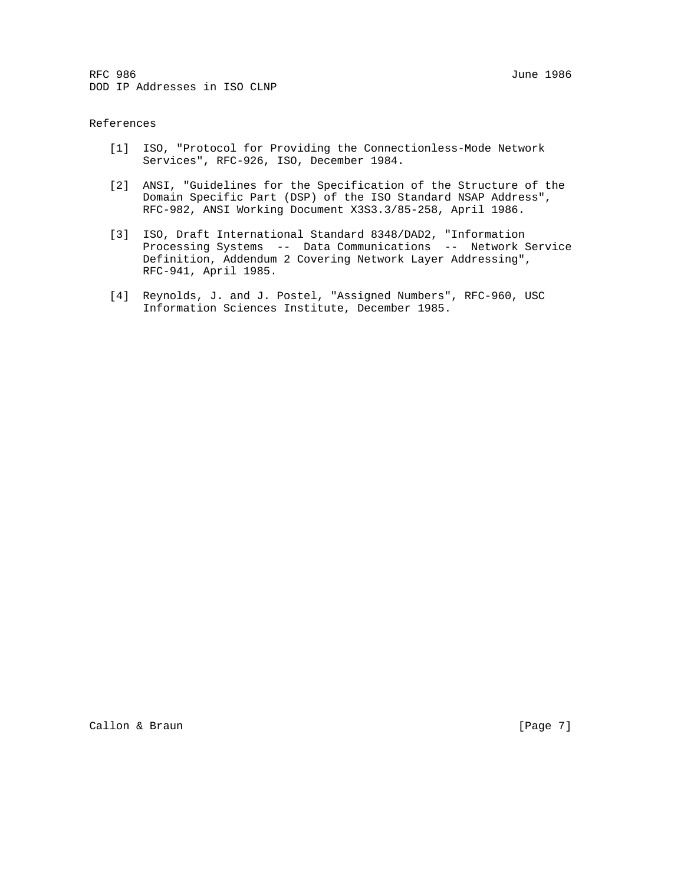## References

[1] ISO, "Protocol for Providing the Connectionless-Mode Network Services", RFC-926, ISO, December 1984.

[2] ANSI, "Guidelines for the Specification of the Structure of the Domain Specific Part (DSP) of the ISO Standard NSAP Address", RFC-982, ANSI Working Document X3S3.3/85-258, April 1986.

[3] ISO, Draft International Standard 8348/DAD2, "Information Processing Systems -- Data Communications -- Network Service Definition, Addendum 2 Covering Network Layer Addressing", RFC-941, April 1985.

[4] Reynolds, J. and J. Postel, "Assigned Numbers", RFC-960, USC Information Sciences Institute, December 1985.